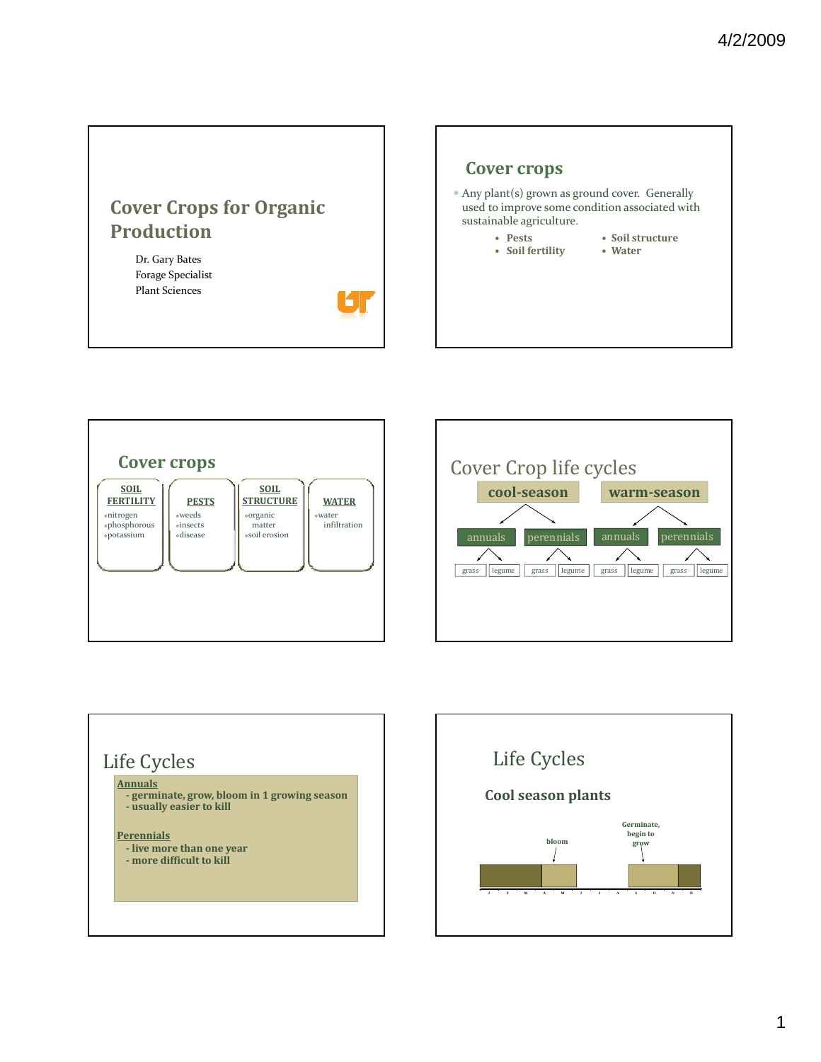## Cover Crops for Organic Production

Dr. Gary Bates
Forage Specialist
Plant Sciences

## Cover crops

- Any plant(s) grown as ground cover. Generally used to improve some condition associated with sustainable agriculture.
  - **Pests**
  - **Soil fertility**
  - **Soil structure**
  - **Water**

## Cover crops

| SOIL FERTILITY | PESTS | SOIL STRUCTURE | WATER |
|---|---|---|---|
| nitrogen<br>phosphorous<br>potassium | weeds<br>insects<br>disease | organic matter<br>soil erosion | water infiltration |

## Cover Crop life cycles

- **cool-season**
  - annuals
    - grass
    - legume
  - perennials
    - grass
    - legume
- **warm-season**
  - annuals
    - grass
    - legume
  - perennials
    - grass
    - legume

## Life Cycles

**Annuals**
- germinate, grow, bloom in 1 growing season
- usually easier to kill

**Perennials**
- live more than one year
- more difficult to kill

## Life Cycles

### Cool season plants

bloom

Germinate, begin to grow

J F M A M J J A S O N D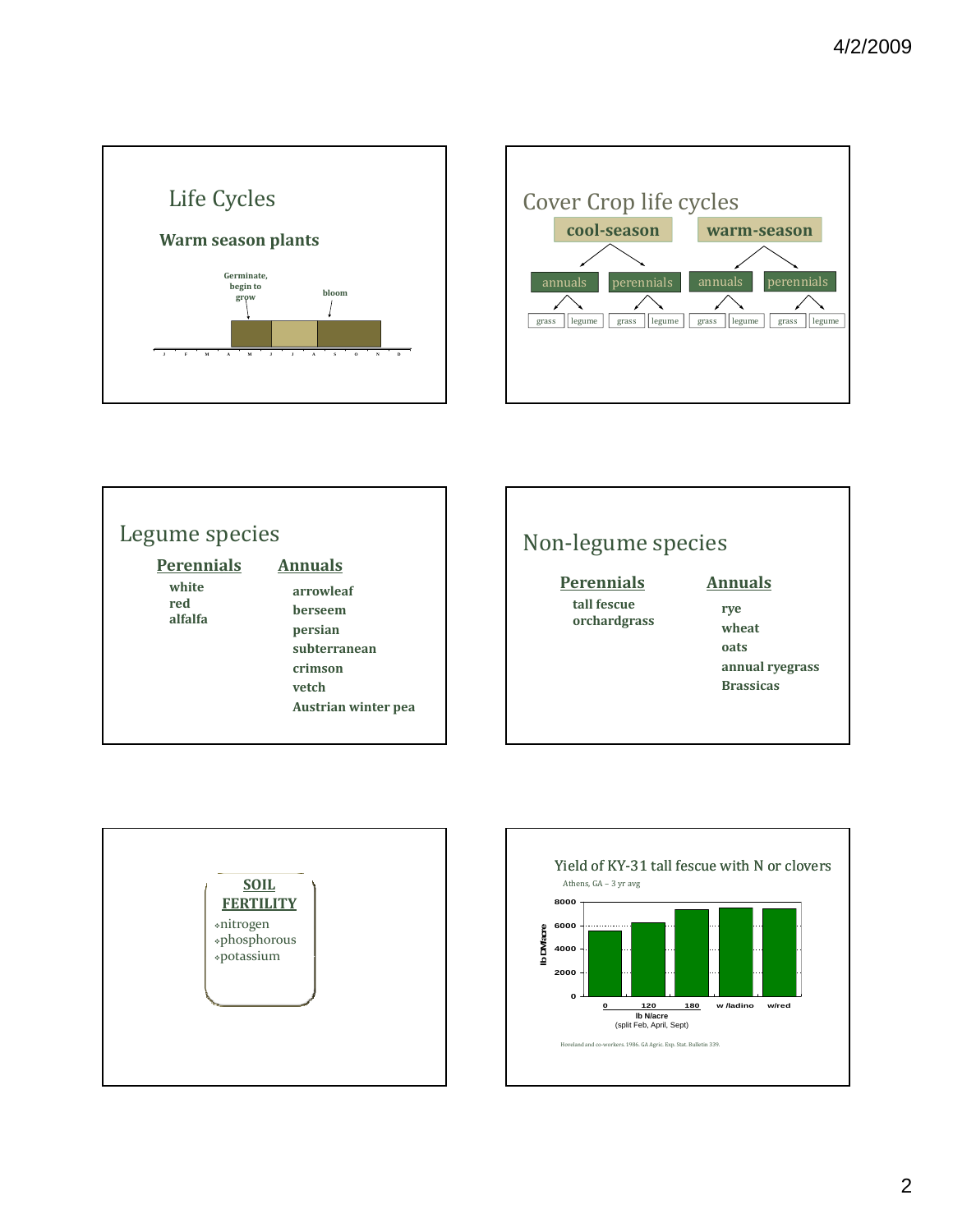## Life Cycles

**Warm season plants**

Germinate, begin to grow — bloom

J F M A M J J A S O N D

## Cover Crop life cycles

- **cool-season**
  - annuals
    - grass
    - legume
  - perennials
    - grass
    - legume
- **warm-season**
  - annuals
    - grass
    - legume
  - perennials
    - grass
    - legume

## Legume species

**Perennials**

- white
- red
- alfalfa

**Annuals**

- arrowleaf
- berseem
- persian
- subterranean
- crimson
- vetch
- Austrian winter pea

## Non-legume species

**Perennials**

- tall fescue
- orchardgrass

**Annuals**

- rye
- wheat
- oats
- annual ryegrass
- Brassicas

## SOIL FERTILITY

- nitrogen
- phosphorous
- potassium

## Yield of KY-31 tall fescue with N or clovers

Athens, GA – 3 yr avg

| lb N/acre (split Feb, April, Sept) | lb DM/acre (approx.) |
|---|---|
| 0 | 5600 |
| 120 | 6300 |
| 180 | 7400 |
| w /ladino | 7500 |
| w/red | 7400 |

Hoveland and co-workers. 1986. GA Agric. Exp. Stat. Bulletin 339.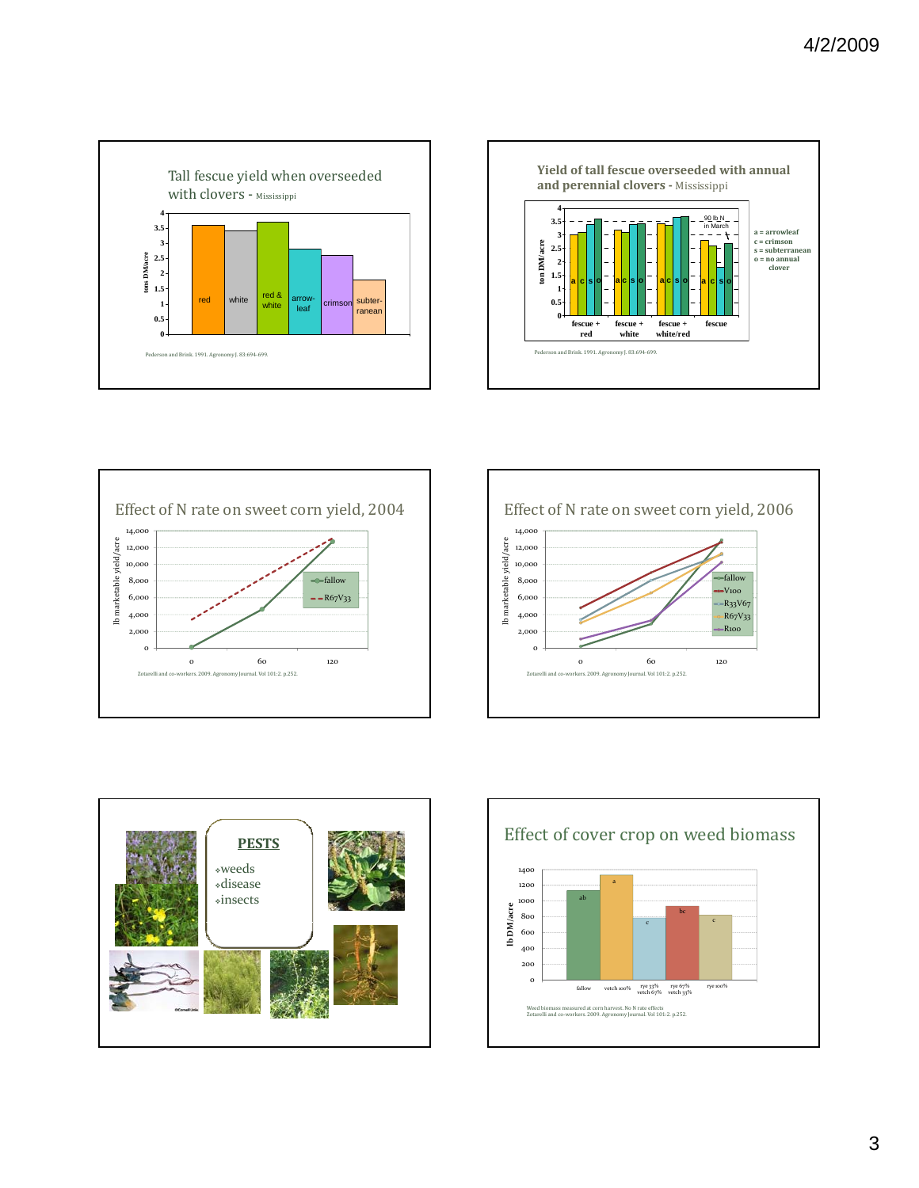## Tall fescue yield when overseeded with clovers - Mississippi

| Clover | tons DM/acre |
|---|---|
| red | ~3.6 |
| white | ~3.4 |
| red & white | ~3.7 |
| arrow-leaf | ~2.8 |
| crimson | ~2.6 |
| subter-ranean | ~1.8 |

Pederson and Brink. 1991. Agronomy J. 83:694-699.

## Yield of tall fescue overseeded with annual and perennial clovers - Mississippi

ton DM/acre

fescue + red, fescue + white, fescue + white/red, fescue

90 lb N in March

a = arrowleaf
c = crimson
s = subterranean
o = no annual clover

Pederson and Brink. 1991. Agronomy J. 83:694-699.

## Effect of N rate on sweet corn yield, 2004

lb marketable yield/acre

| N rate | fallow | R67V33 |
|---|---|---|
| 0 | ~200 | ~3,400 |
| 60 | ~4,600 | |
| 120 | ~12,600 | ~13,000 |

Zotarelli and co-workers. 2009. Agronomy Journal. Vol 101:2. p.252.

## Effect of N rate on sweet corn yield, 2006

lb marketable yield/acre

Legend: fallow, V100, R33V67, R67V33, R100

Zotarelli and co-workers. 2009. Agronomy Journal. Vol 101:2. p.252.

## PESTS

- weeds
- disease
- insects

## Effect of cover crop on weed biomass

lb DM/acre

| Treatment | Weed biomass | Letter |
|---|---|---|
| fallow | ~1130 | ab |
| vetch 100% | ~1330 | a |
| rye 33% vetch 67% | ~780 | c |
| rye 67% vetch 33% | ~930 | bc |
| rye 100% | ~810 | c |

Weed biomass measured at corn harvest. No N rate effects
Zotarelli and co-workers. 2009. Agronomy Journal. Vol 101:2. p.252.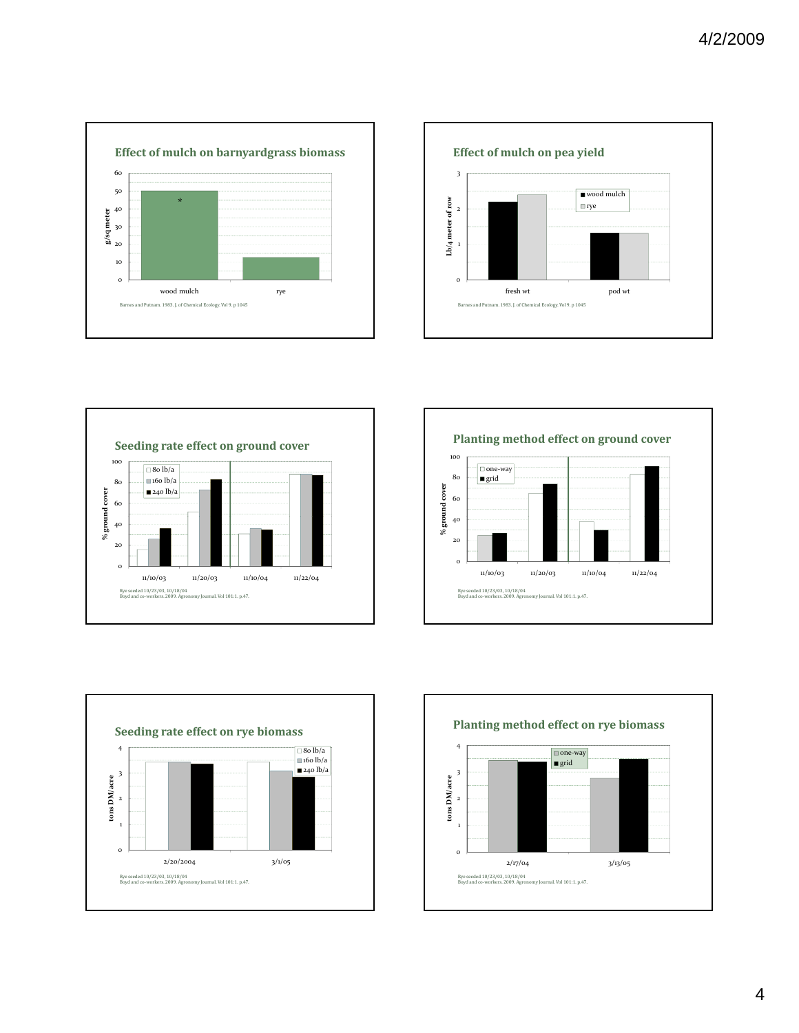## Effect of mulch on barnyardgrass biomass

g/sq meter

wood mulch *

rye

Barnes and Putnam. 1983. J. of Chemical Ecology. Vol 9. p 1045

## Effect of mulch on pea yield

Lb/4 meter of row

■ wood mulch
□ rye

fresh wt

pod wt

Barnes and Putnam. 1983. J. of Chemical Ecology. Vol 9. p 1045

## Seeding rate effect on ground cover

% ground cover

□ 80 lb/a
■ 160 lb/a
■ 240 lb/a

11/10/03 11/20/03 11/10/04 11/22/04

Rye seeded 10/23/03, 10/18/04
Boyd and co-workers. 2009. Agronomy Journal. Vol 101:1. p.47.

## Planting method effect on ground cover

% ground cover

□ one-way
■ grid

11/10/03 11/20/03 11/10/04 11/22/04

Rye seeded 10/23/03, 10/18/04
Boyd and co-workers. 2009. Agronomy Journal. Vol 101:1. p.47.

## Seeding rate effect on rye biomass

tons DM/acre

□ 80 lb/a
■ 160 lb/a
■ 240 lb/a

2/20/2004 3/1/05

Rye seeded 10/23/03, 10/18/04
Boyd and co-workers. 2009. Agronomy Journal. Vol 101:1. p.47.

## Planting method effect on rye biomass

tons DM/acre

■ one-way
■ grid

2/17/04 3/13/05

Rye seeded 10/23/03, 10/18/04
Boyd and co-workers. 2009. Agronomy Journal. Vol 101:1. p.47.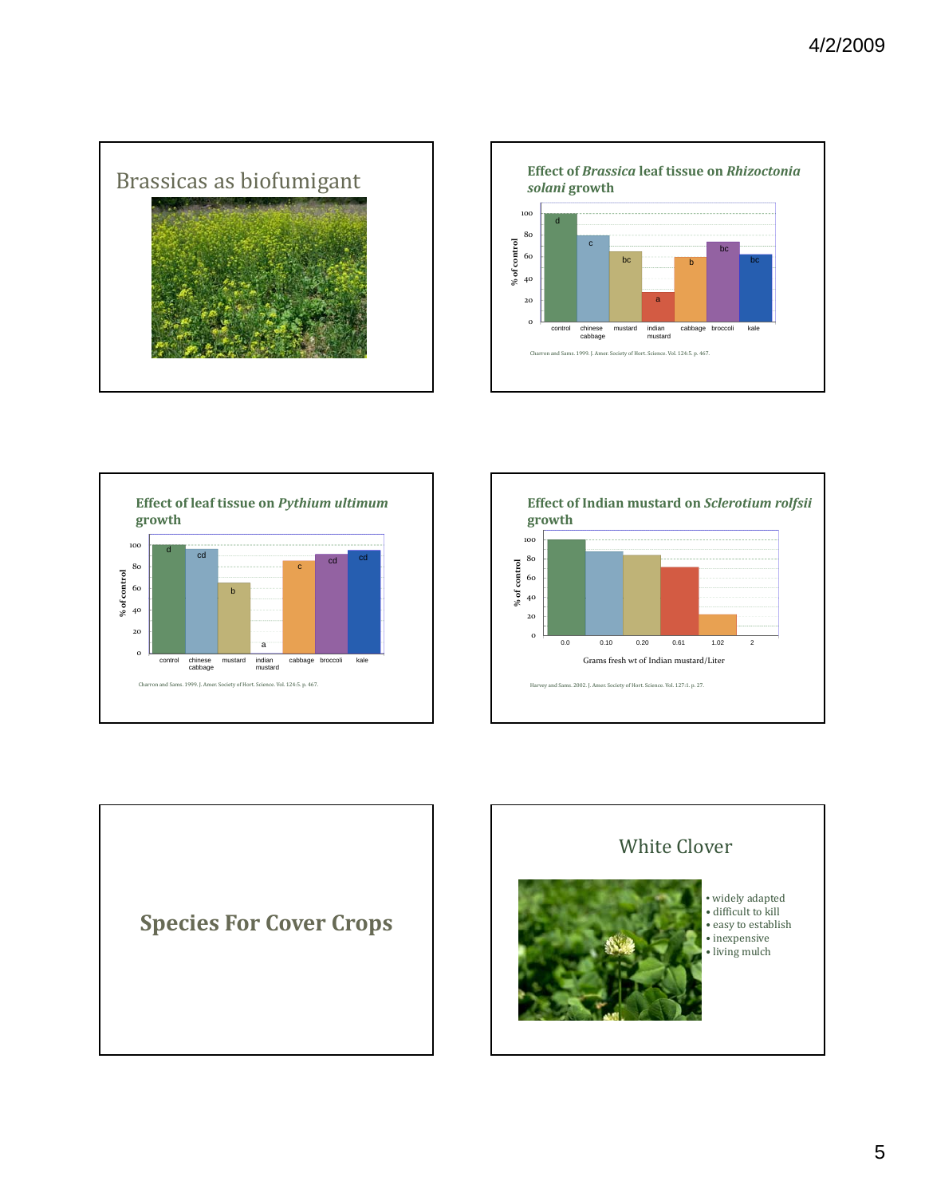## Brassicas as biofumigant

## Effect of *Brassica* leaf tissue on *Rhizoctonia solani* growth

| | control | chinese cabbage | mustard | indian mustard | cabbage | broccoli | kale |
|---|---|---|---|---|---|---|---|
| % of control | d | c | bc | a | b | bc | bc |

Charron and Sams. 1999. J. Amer. Society of Hort. Science. Vol. 124:5. p. 467.

## Effect of leaf tissue on *Pythium ultimum* growth

| | control | chinese cabbage | mustard | indian mustard | cabbage | broccoli | kale |
|---|---|---|---|---|---|---|---|
| % of control | d | cd | b | a | c | cd | cd |

Charron and Sams. 1999. J. Amer. Society of Hort. Science. Vol. 124:5. p. 467.

## Effect of Indian mustard on *Sclerotium rolfsii* growth

% of control vs. Grams fresh wt of Indian mustard/Liter (0.0, 0.10, 0.20, 0.61, 1.02, 2)

Harvey and Sams. 2002. J. Amer. Society of Hort. Science. Vol. 127:1. p. 27.

# Species For Cover Crops

## White Clover

- widely adapted
- difficult to kill
- easy to establish
- inexpensive
- living mulch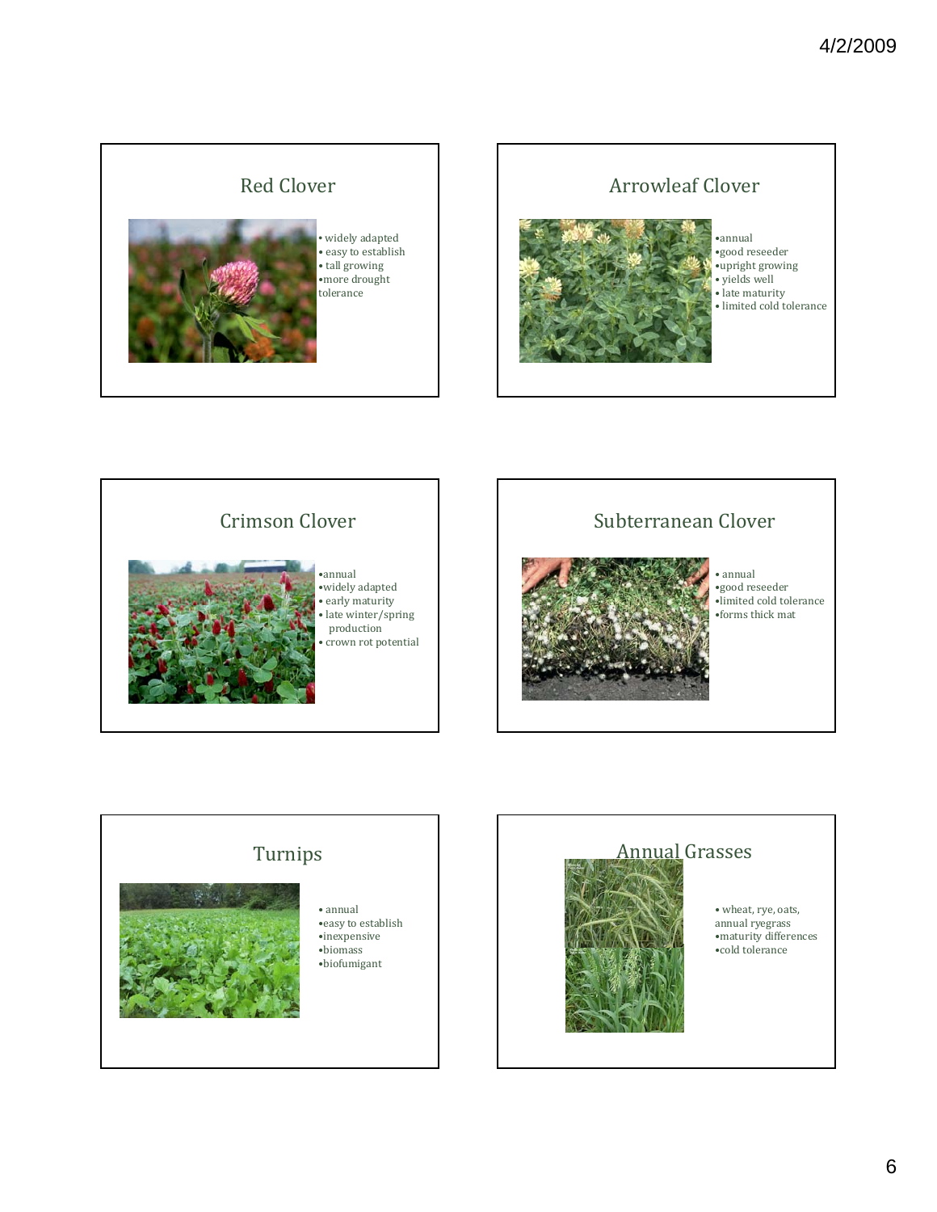## Red Clover

- widely adapted
- easy to establish
- tall growing
- more drought tolerance

## Arrowleaf Clover

- annual
- good reseeder
- upright growing
- yields well
- late maturity
- limited cold tolerance

## Crimson Clover

- annual
- widely adapted
- early maturity
- late winter/spring production
- crown rot potential

## Subterranean Clover

- annual
- good reseeder
- limited cold tolerance
- forms thick mat

## Turnips

- annual
- easy to establish
- inexpensive
- biomass
- biofumigant

## Annual Grasses

- wheat, rye, oats, annual ryegrass
- maturity differences
- cold tolerance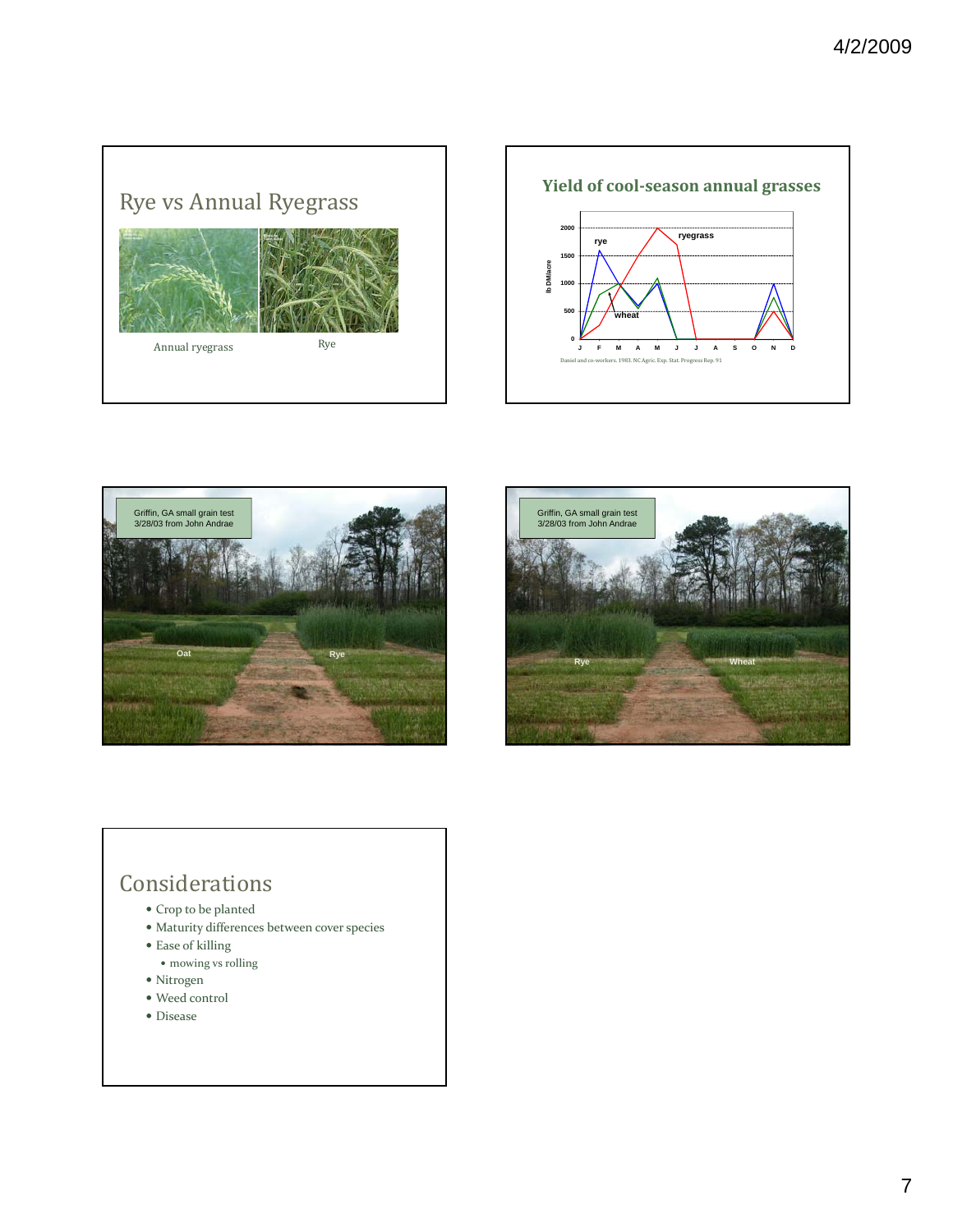## Rye vs Annual Ryegrass

Annual ryegrass

Rye

## Yield of cool-season annual grasses

2000
1500
1000
500
0

lb DM/acre

rye
ryegrass
wheat

J F M A M J J A S O N D

Daniel and co-workers. 1983. NC Agric. Exp. Stat. Progress Rep. 91

Griffin, GA small grain test
3/28/03 from John Andrae

Oat
Rye

Griffin, GA small grain test
3/28/03 from John Andrae

Rye
Wheat

## Considerations

- Crop to be planted
- Maturity differences between cover species
- Ease of killing
  - mowing vs rolling
- Nitrogen
- Weed control
- Disease